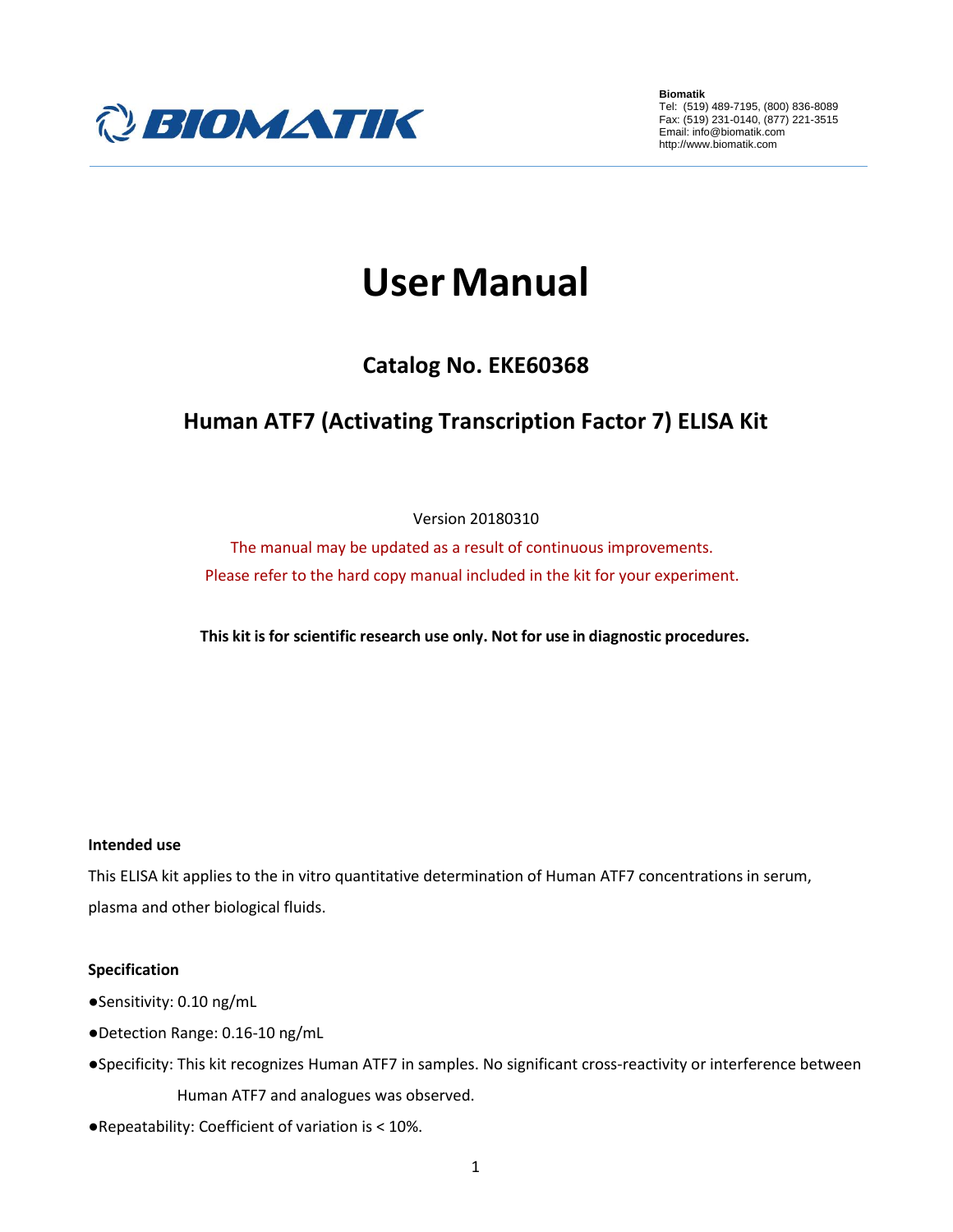Biomatik
Tel: (519) 489-7195, (800) 836-8089
Fax: (519) 231-0140, (877) 221-3515
Email: info@biomatik.com
http://www.biomatik.com

# User Manual

## Catalog No. EKE60368

## Human ATF7 (Activating Transcription Factor 7) ELISA Kit

Version 20180310

The manual may be updated as a result of continuous improvements.
Please refer to the hard copy manual included in the kit for your experiment.

**This kit is for scientific research use only. Not for use in diagnostic procedures.**

**Intended use**

This ELISA kit applies to the in vitro quantitative determination of Human ATF7 concentrations in serum, plasma and other biological fluids.

**Specification**

- Sensitivity: 0.10 ng/mL
- Detection Range: 0.16-10 ng/mL
- Specificity: This kit recognizes Human ATF7 in samples. No significant cross-reactivity or interference between Human ATF7 and analogues was observed.
- Repeatability: Coefficient of variation is < 10%.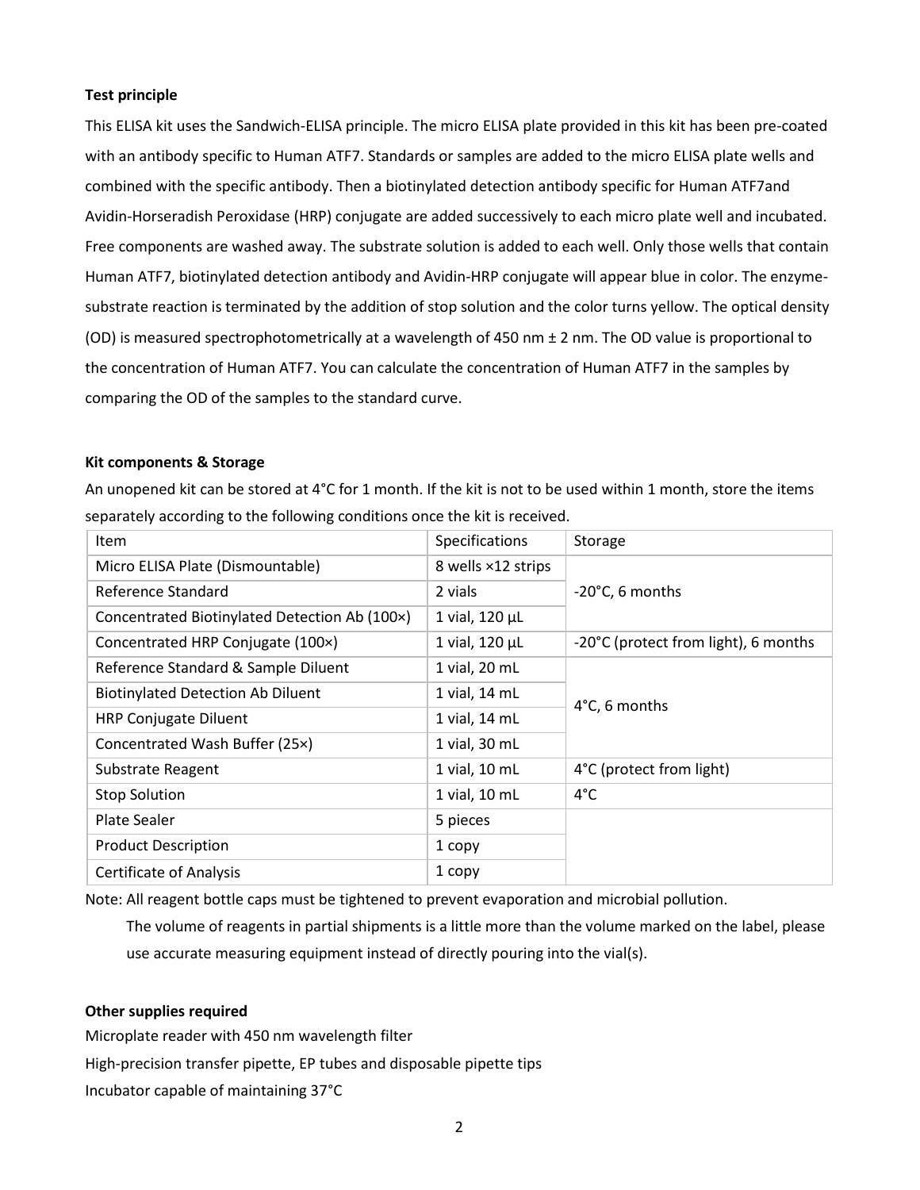**Test principle**

This ELISA kit uses the Sandwich-ELISA principle. The micro ELISA plate provided in this kit has been pre-coated with an antibody specific to Human ATF7. Standards or samples are added to the micro ELISA plate wells and combined with the specific antibody. Then a biotinylated detection antibody specific for Human ATF7and Avidin-Horseradish Peroxidase (HRP) conjugate are added successively to each micro plate well and incubated. Free components are washed away. The substrate solution is added to each well. Only those wells that contain Human ATF7, biotinylated detection antibody and Avidin-HRP conjugate will appear blue in color. The enzyme-substrate reaction is terminated by the addition of stop solution and the color turns yellow. The optical density (OD) is measured spectrophotometrically at a wavelength of 450 nm ± 2 nm. The OD value is proportional to the concentration of Human ATF7. You can calculate the concentration of Human ATF7 in the samples by comparing the OD of the samples to the standard curve.

**Kit components & Storage**

An unopened kit can be stored at 4°C for 1 month. If the kit is not to be used within 1 month, store the items separately according to the following conditions once the kit is received.

| Item | Specifications | Storage |
|---|---|---|
| Micro ELISA Plate (Dismountable) | 8 wells ×12 strips | -20°C, 6 months |
| Reference Standard | 2 vials | |
| Concentrated Biotinylated Detection Ab (100×) | 1 vial, 120 μL | |
| Concentrated HRP Conjugate (100×) | 1 vial, 120 μL | -20°C (protect from light), 6 months |
| Reference Standard & Sample Diluent | 1 vial, 20 mL | 4°C, 6 months |
| Biotinylated Detection Ab Diluent | 1 vial, 14 mL | |
| HRP Conjugate Diluent | 1 vial, 14 mL | |
| Concentrated Wash Buffer (25×) | 1 vial, 30 mL | |
| Substrate Reagent | 1 vial, 10 mL | 4°C (protect from light) |
| Stop Solution | 1 vial, 10 mL | 4°C |
| Plate Sealer | 5 pieces | |
| Product Description | 1 copy | |
| Certificate of Analysis | 1 copy | |

Note: All reagent bottle caps must be tightened to prevent evaporation and microbial pollution.

The volume of reagents in partial shipments is a little more than the volume marked on the label, please use accurate measuring equipment instead of directly pouring into the vial(s).

**Other supplies required**

Microplate reader with 450 nm wavelength filter

High-precision transfer pipette, EP tubes and disposable pipette tips

Incubator capable of maintaining 37°C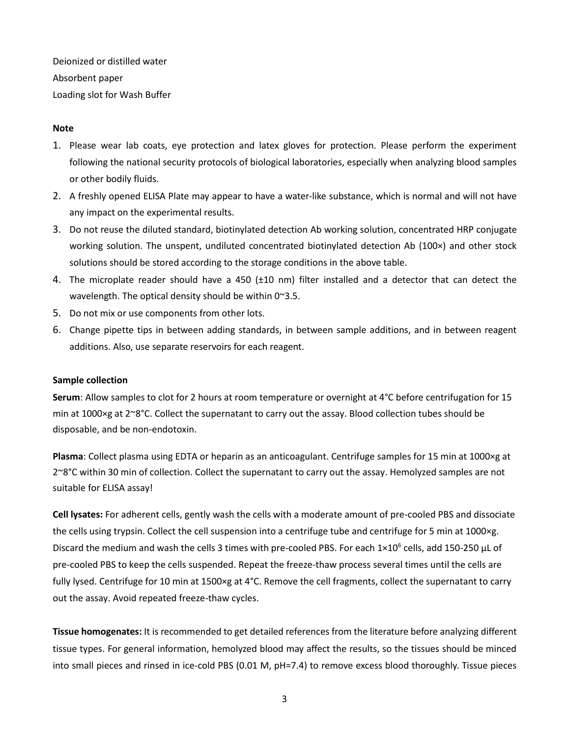Deionized or distilled water

Absorbent paper

Loading slot for Wash Buffer

**Note**

1. Please wear lab coats, eye protection and latex gloves for protection. Please perform the experiment following the national security protocols of biological laboratories, especially when analyzing blood samples or other bodily fluids.
2. A freshly opened ELISA Plate may appear to have a water-like substance, which is normal and will not have any impact on the experimental results.
3. Do not reuse the diluted standard, biotinylated detection Ab working solution, concentrated HRP conjugate working solution. The unspent, undiluted concentrated biotinylated detection Ab (100×) and other stock solutions should be stored according to the storage conditions in the above table.
4. The microplate reader should have a 450 (±10 nm) filter installed and a detector that can detect the wavelength. The optical density should be within 0~3.5.
5. Do not mix or use components from other lots.
6. Change pipette tips in between adding standards, in between sample additions, and in between reagent additions. Also, use separate reservoirs for each reagent.

**Sample collection**

**Serum**: Allow samples to clot for 2 hours at room temperature or overnight at 4°C before centrifugation for 15 min at 1000×g at 2~8°C. Collect the supernatant to carry out the assay. Blood collection tubes should be disposable, and be non-endotoxin.

**Plasma**: Collect plasma using EDTA or heparin as an anticoagulant. Centrifuge samples for 15 min at 1000×g at 2~8°C within 30 min of collection. Collect the supernatant to carry out the assay. Hemolyzed samples are not suitable for ELISA assay!

**Cell lysates:** For adherent cells, gently wash the cells with a moderate amount of pre-cooled PBS and dissociate the cells using trypsin. Collect the cell suspension into a centrifuge tube and centrifuge for 5 min at 1000×g. Discard the medium and wash the cells 3 times with pre-cooled PBS. For each $1\times10^6$ cells, add 150-250 µL of pre-cooled PBS to keep the cells suspended. Repeat the freeze-thaw process several times until the cells are fully lysed. Centrifuge for 10 min at 1500×g at 4°C. Remove the cell fragments, collect the supernatant to carry out the assay. Avoid repeated freeze-thaw cycles.

**Tissue homogenates:** It is recommended to get detailed references from the literature before analyzing different tissue types. For general information, hemolyzed blood may affect the results, so the tissues should be minced into small pieces and rinsed in ice-cold PBS (0.01 M, pH=7.4) to remove excess blood thoroughly. Tissue pieces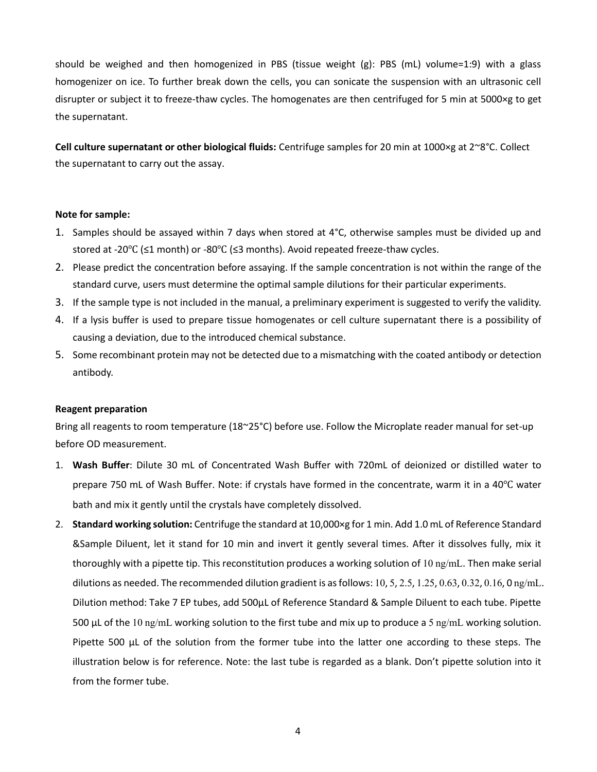should be weighed and then homogenized in PBS (tissue weight (g): PBS (mL) volume=1:9) with a glass homogenizer on ice. To further break down the cells, you can sonicate the suspension with an ultrasonic cell disrupter or subject it to freeze-thaw cycles. The homogenates are then centrifuged for 5 min at 5000×g to get the supernatant.

**Cell culture supernatant or other biological fluids:** Centrifuge samples for 20 min at 1000×g at 2~8°C. Collect the supernatant to carry out the assay.

**Note for sample:**

1. Samples should be assayed within 7 days when stored at 4°C, otherwise samples must be divided up and stored at -20℃ (≤1 month) or -80℃ (≤3 months). Avoid repeated freeze-thaw cycles.
2. Please predict the concentration before assaying. If the sample concentration is not within the range of the standard curve, users must determine the optimal sample dilutions for their particular experiments.
3. If the sample type is not included in the manual, a preliminary experiment is suggested to verify the validity.
4. If a lysis buffer is used to prepare tissue homogenates or cell culture supernatant there is a possibility of causing a deviation, due to the introduced chemical substance.
5. Some recombinant protein may not be detected due to a mismatching with the coated antibody or detection antibody.

**Reagent preparation**

Bring all reagents to room temperature (18~25°C) before use. Follow the Microplate reader manual for set-up before OD measurement.

1. **Wash Buffer**: Dilute 30 mL of Concentrated Wash Buffer with 720mL of deionized or distilled water to prepare 750 mL of Wash Buffer. Note: if crystals have formed in the concentrate, warm it in a 40℃ water bath and mix it gently until the crystals have completely dissolved.
2. **Standard working solution:** Centrifuge the standard at 10,000×g for 1 min. Add 1.0 mL of Reference Standard &Sample Diluent, let it stand for 10 min and invert it gently several times. After it dissolves fully, mix it thoroughly with a pipette tip. This reconstitution produces a working solution of 10 ng/mL. Then make serial dilutions as needed. The recommended dilution gradient is as follows: 10, 5, 2.5, 1.25, 0.63, 0.32, 0.16, 0 ng/mL. Dilution method: Take 7 EP tubes, add 500μL of Reference Standard & Sample Diluent to each tube. Pipette 500 μL of the 10 ng/mL working solution to the first tube and mix up to produce a 5 ng/mL working solution. Pipette 500 μL of the solution from the former tube into the latter one according to these steps. The illustration below is for reference. Note: the last tube is regarded as a blank. Don't pipette solution into it from the former tube.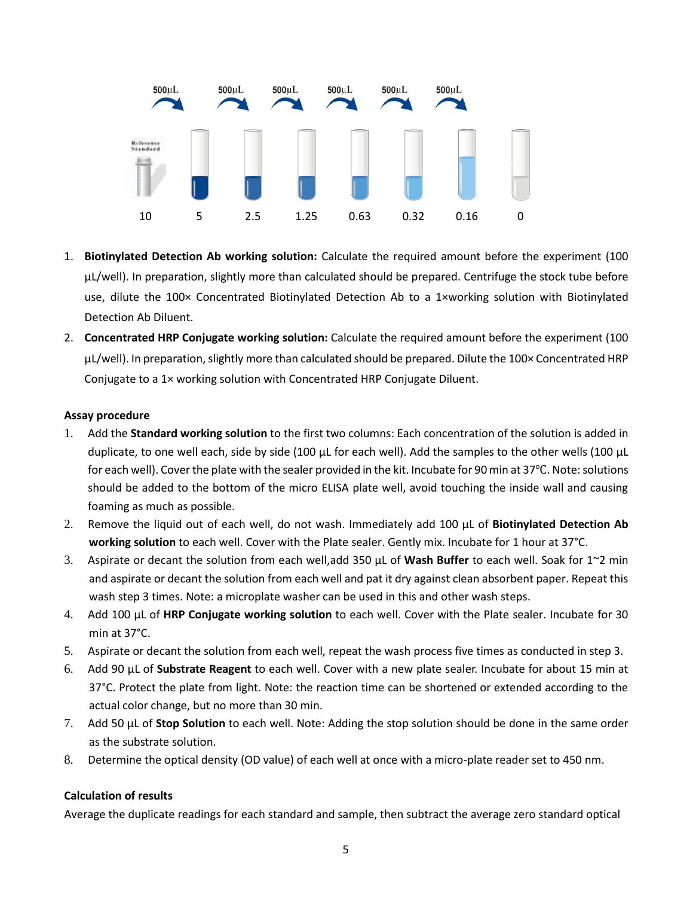500μL 500μL 500μL 500μL 500μL 500μL

Reference Standard

10 5 2.5 1.25 0.63 0.32 0.16 0

1. **Biotinylated Detection Ab working solution:** Calculate the required amount before the experiment (100 µL/well). In preparation, slightly more than calculated should be prepared. Centrifuge the stock tube before use, dilute the 100× Concentrated Biotinylated Detection Ab to a 1×working solution with Biotinylated Detection Ab Diluent.
2. **Concentrated HRP Conjugate working solution:** Calculate the required amount before the experiment (100 µL/well). In preparation, slightly more than calculated should be prepared. Dilute the 100× Concentrated HRP Conjugate to a 1× working solution with Concentrated HRP Conjugate Diluent.

**Assay procedure**

1. Add the **Standard working solution** to the first two columns: Each concentration of the solution is added in duplicate, to one well each, side by side (100 µL for each well). Add the samples to the other wells (100 µL for each well). Cover the plate with the sealer provided in the kit. Incubate for 90 min at 37℃. Note: solutions should be added to the bottom of the micro ELISA plate well, avoid touching the inside wall and causing foaming as much as possible.
2. Remove the liquid out of each well, do not wash. Immediately add 100 µL of **Biotinylated Detection Ab working solution** to each well. Cover with the Plate sealer. Gently mix. Incubate for 1 hour at 37°C.
3. Aspirate or decant the solution from each well,add 350 µL of **Wash Buffer** to each well. Soak for 1~2 min and aspirate or decant the solution from each well and pat it dry against clean absorbent paper. Repeat this wash step 3 times. Note: a microplate washer can be used in this and other wash steps.
4. Add 100 µL of **HRP Conjugate working solution** to each well. Cover with the Plate sealer. Incubate for 30 min at 37°C.
5. Aspirate or decant the solution from each well, repeat the wash process five times as conducted in step 3.
6. Add 90 µL of **Substrate Reagent** to each well. Cover with a new plate sealer. Incubate for about 15 min at 37°C. Protect the plate from light. Note: the reaction time can be shortened or extended according to the actual color change, but no more than 30 min.
7. Add 50 µL of **Stop Solution** to each well. Note: Adding the stop solution should be done in the same order as the substrate solution.
8. Determine the optical density (OD value) of each well at once with a micro-plate reader set to 450 nm.

**Calculation of results**

Average the duplicate readings for each standard and sample, then subtract the average zero standard optical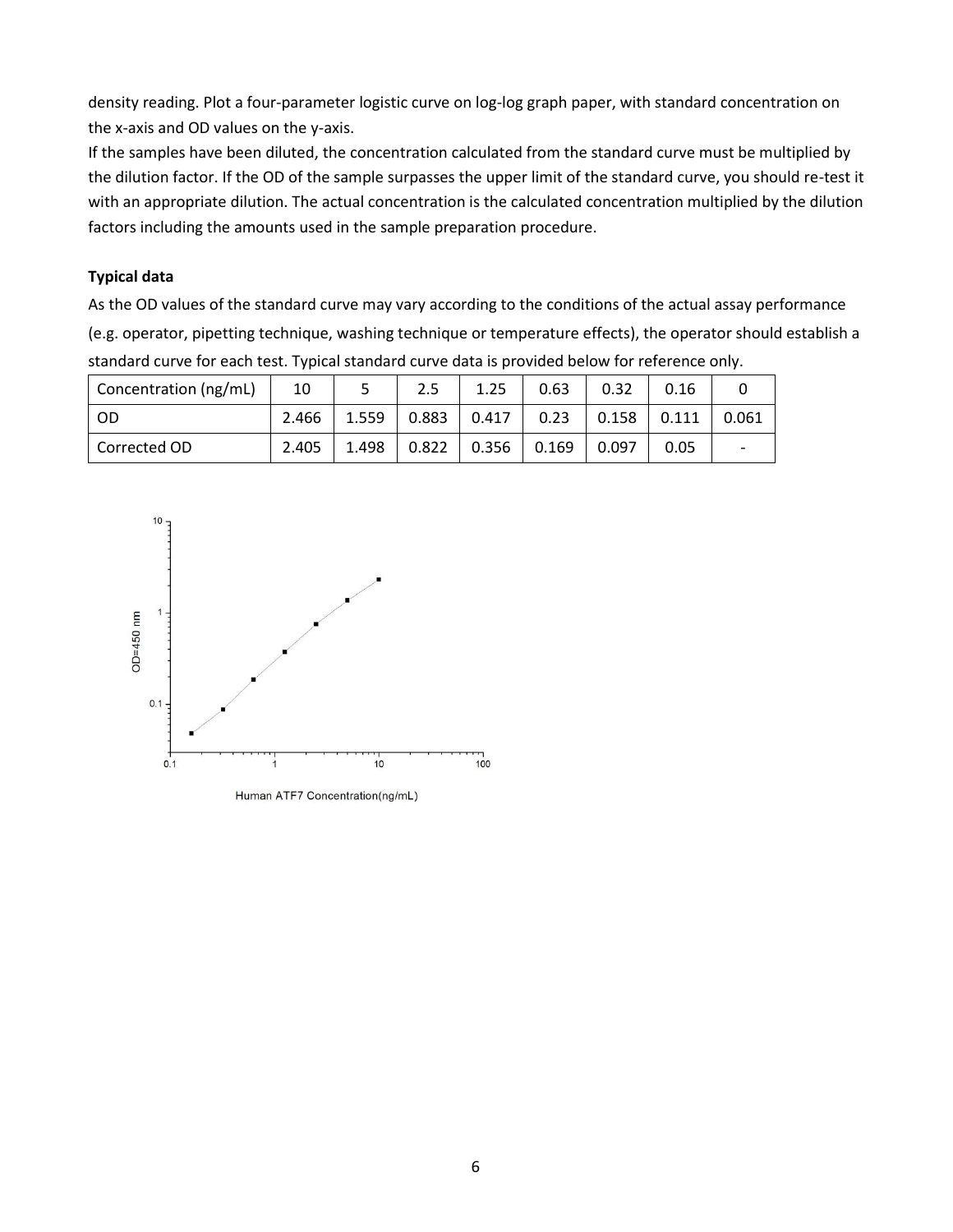density reading. Plot a four-parameter logistic curve on log-log graph paper, with standard concentration on the x-axis and OD values on the y-axis.

If the samples have been diluted, the concentration calculated from the standard curve must be multiplied by the dilution factor. If the OD of the sample surpasses the upper limit of the standard curve, you should re-test it with an appropriate dilution. The actual concentration is the calculated concentration multiplied by the dilution factors including the amounts used in the sample preparation procedure.

**Typical data**

As the OD values of the standard curve may vary according to the conditions of the actual assay performance (e.g. operator, pipetting technique, washing technique or temperature effects), the operator should establish a standard curve for each test. Typical standard curve data is provided below for reference only.

| Concentration (ng/mL) | 10 | 5 | 2.5 | 1.25 | 0.63 | 0.32 | 0.16 | 0 |
|---|---|---|---|---|---|---|---|---|
| OD | 2.466 | 1.559 | 0.883 | 0.417 | 0.23 | 0.158 | 0.111 | 0.061 |
| Corrected OD | 2.405 | 1.498 | 0.822 | 0.356 | 0.169 | 0.097 | 0.05 | - |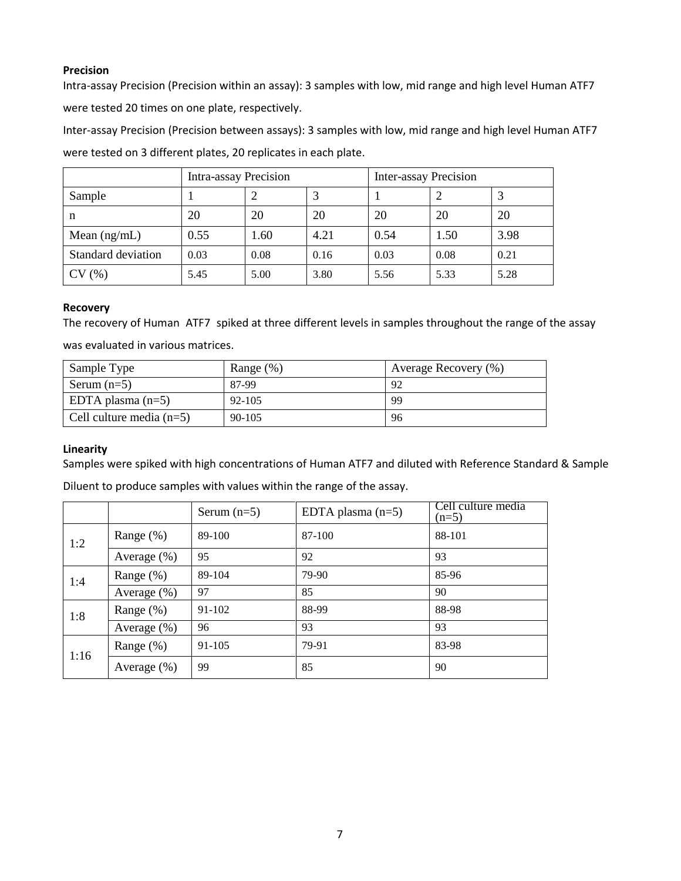**Precision**

Intra-assay Precision (Precision within an assay): 3 samples with low, mid range and high level Human ATF7 were tested 20 times on one plate, respectively.

Inter-assay Precision (Precision between assays): 3 samples with low, mid range and high level Human ATF7 were tested on 3 different plates, 20 replicates in each plate.

| | Intra-assay Precision | | | Inter-assay Precision | | |
|---|---|---|---|---|---|---|
| Sample | 1 | 2 | 3 | 1 | 2 | 3 |
| n | 20 | 20 | 20 | 20 | 20 | 20 |
| Mean (ng/mL) | 0.55 | 1.60 | 4.21 | 0.54 | 1.50 | 3.98 |
| Standard deviation | 0.03 | 0.08 | 0.16 | 0.03 | 0.08 | 0.21 |
| CV (%) | 5.45 | 5.00 | 3.80 | 5.56 | 5.33 | 5.28 |

**Recovery**

The recovery of Human ATF7 spiked at three different levels in samples throughout the range of the assay was evaluated in various matrices.

| Sample Type | Range (%) | Average Recovery (%) |
|---|---|---|
| Serum (n=5) | 87-99 | 92 |
| EDTA plasma (n=5) | 92-105 | 99 |
| Cell culture media (n=5) | 90-105 | 96 |

**Linearity**

Samples were spiked with high concentrations of Human ATF7 and diluted with Reference Standard & Sample Diluent to produce samples with values within the range of the assay.

| | | Serum (n=5) | EDTA plasma (n=5) | Cell culture media (n=5) |
|---|---|---|---|---|
| 1:2 | Range (%) | 89-100 | 87-100 | 88-101 |
| | Average (%) | 95 | 92 | 93 |
| 1:4 | Range (%) | 89-104 | 79-90 | 85-96 |
| | Average (%) | 97 | 85 | 90 |
| 1:8 | Range (%) | 91-102 | 88-99 | 88-98 |
| | Average (%) | 96 | 93 | 93 |
| 1:16 | Range (%) | 91-105 | 79-91 | 83-98 |
| | Average (%) | 99 | 85 | 90 |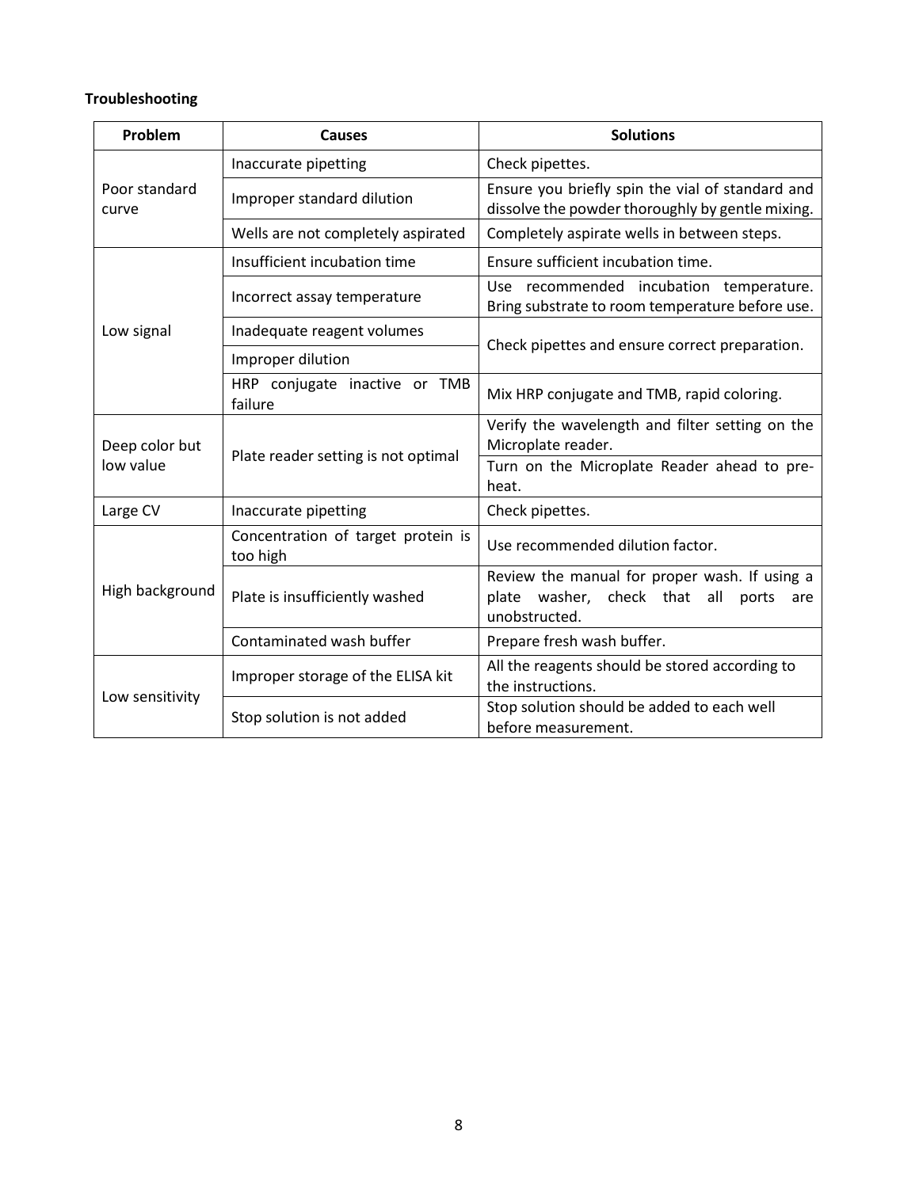**Troubleshooting**

| Problem | Causes | Solutions |
| --- | --- | --- |
| Poor standard curve | Inaccurate pipetting | Check pipettes. |
| | Improper standard dilution | Ensure you briefly spin the vial of standard and dissolve the powder thoroughly by gentle mixing. |
| | Wells are not completely aspirated | Completely aspirate wells in between steps. |
| Low signal | Insufficient incubation time | Ensure sufficient incubation time. |
| | Incorrect assay temperature | Use recommended incubation temperature. Bring substrate to room temperature before use. |
| | Inadequate reagent volumes | Check pipettes and ensure correct preparation. |
| | Improper dilution | |
| | HRP conjugate inactive or TMB failure | Mix HRP conjugate and TMB, rapid coloring. |
| Deep color but low value | Plate reader setting is not optimal | Verify the wavelength and filter setting on the Microplate reader. |
| | | Turn on the Microplate Reader ahead to pre-heat. |
| Large CV | Inaccurate pipetting | Check pipettes. |
| High background | Concentration of target protein is too high | Use recommended dilution factor. |
| | Plate is insufficiently washed | Review the manual for proper wash. If using a plate washer, check that all ports are unobstructed. |
| | Contaminated wash buffer | Prepare fresh wash buffer. |
| Low sensitivity | Improper storage of the ELISA kit | All the reagents should be stored according to the instructions. |
| | Stop solution is not added | Stop solution should be added to each well before measurement. |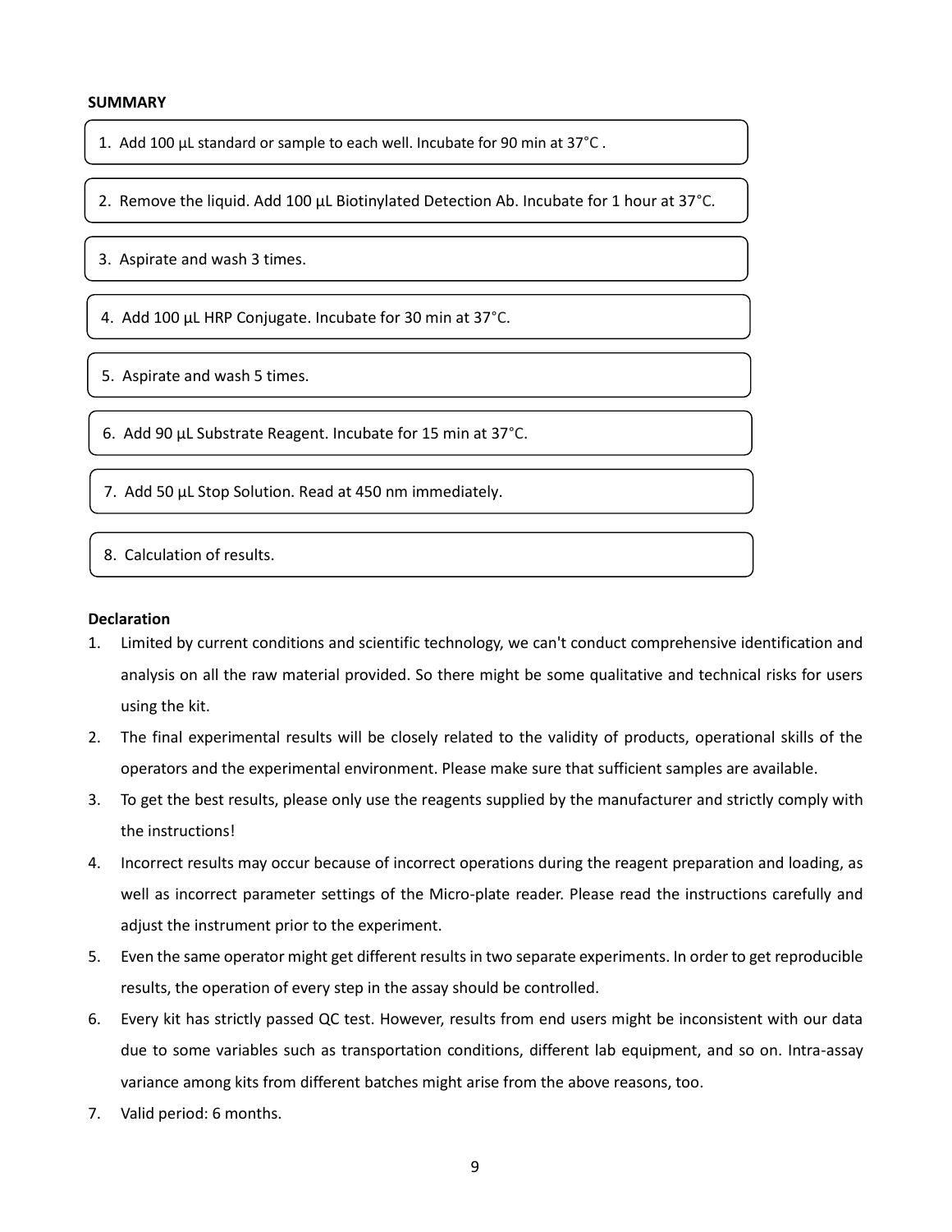**SUMMARY**

1. Add 100 μL standard or sample to each well. Incubate for 90 min at 37°C .

2. Remove the liquid. Add 100 μL Biotinylated Detection Ab. Incubate for 1 hour at 37°C.

3. Aspirate and wash 3 times.

4. Add 100 μL HRP Conjugate. Incubate for 30 min at 37°C.

5. Aspirate and wash 5 times.

6. Add 90 μL Substrate Reagent. Incubate for 15 min at 37°C.

7. Add 50 μL Stop Solution. Read at 450 nm immediately.

8. Calculation of results.

**Declaration**

1. Limited by current conditions and scientific technology, we can't conduct comprehensive identification and analysis on all the raw material provided. So there might be some qualitative and technical risks for users using the kit.
2. The final experimental results will be closely related to the validity of products, operational skills of the operators and the experimental environment. Please make sure that sufficient samples are available.
3. To get the best results, please only use the reagents supplied by the manufacturer and strictly comply with the instructions!
4. Incorrect results may occur because of incorrect operations during the reagent preparation and loading, as well as incorrect parameter settings of the Micro-plate reader. Please read the instructions carefully and adjust the instrument prior to the experiment.
5. Even the same operator might get different results in two separate experiments. In order to get reproducible results, the operation of every step in the assay should be controlled.
6. Every kit has strictly passed QC test. However, results from end users might be inconsistent with our data due to some variables such as transportation conditions, different lab equipment, and so on. Intra-assay variance among kits from different batches might arise from the above reasons, too.
7. Valid period: 6 months.